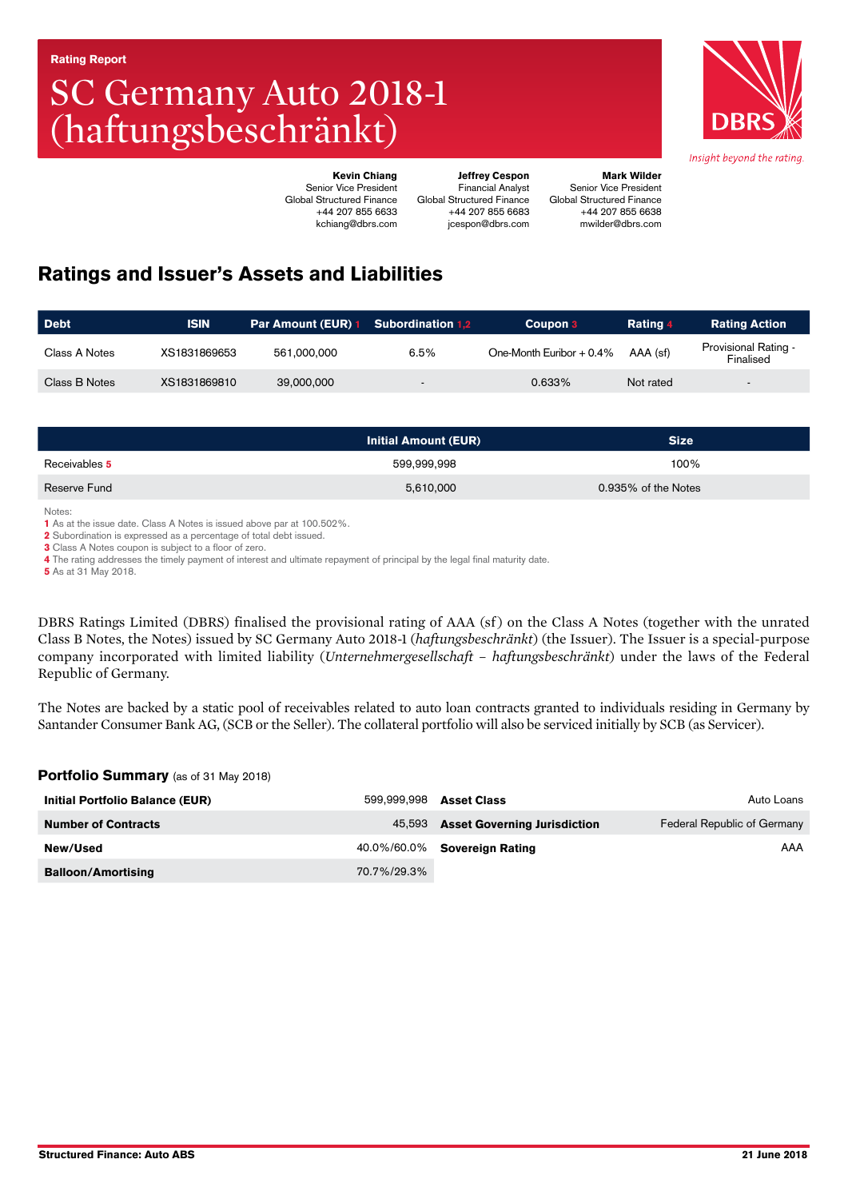Rating Report

# SC Germany Auto 2018-1 (haftungsbeschränkt)

DBRS

*Insight beyond the rating.*

| Kevin Chiang | Jeffrey Cespon | Mark Wilder |
|---|---|---|
| Senior Vice President | Financial Analyst | Senior Vice President |
| Global Structured Finance | Global Structured Finance | Global Structured Finance |
| +44 207 855 6633 | +44 207 855 6683 | +44 207 855 6638 |
| kchiang@dbrs.com | jcespon@dbrs.com | mwilder@dbrs.com |

## Ratings and Issuer's Assets and Liabilities

| Debt | ISIN | Par Amount (EUR) [1] | Subordination [1,2] | Coupon [3] | Rating [4] | Rating Action |
|---|---|---|---|---|---|---|
| Class A Notes | XS1831869653 | 561,000,000 | 6.5% | One-Month Euribor + 0.4% | AAA (sf) | Provisional Rating - Finalised |
| Class B Notes | XS1831869810 | 39,000,000 | - | 0.633% | Not rated | - |

| | Initial Amount (EUR) | Size |
|---|---|---|
| Receivables [5] | 599,999,998 | 100% |
| Reserve Fund | 5,610,000 | 0.935% of the Notes |

Notes:
1 As at the issue date. Class A Notes is issued above par at 100.502%.
2 Subordination is expressed as a percentage of total debt issued.
3 Class A Notes coupon is subject to a floor of zero.
4 The rating addresses the timely payment of interest and ultimate repayment of principal by the legal final maturity date.
5 As at 31 May 2018.

DBRS Ratings Limited (DBRS) finalised the provisional rating of AAA (sf) on the Class A Notes (together with the unrated Class B Notes, the Notes) issued by SC Germany Auto 2018-1 (*haftungsbeschränkt*) (the Issuer). The Issuer is a special-purpose company incorporated with limited liability (*Unternehmergesellschaft – haftungsbeschränkt*) under the laws of the Federal Republic of Germany.

The Notes are backed by a static pool of receivables related to auto loan contracts granted to individuals residing in Germany by Santander Consumer Bank AG, (SCB or the Seller). The collateral portfolio will also be serviced initially by SCB (as Servicer).

**Portfolio Summary** (as of 31 May 2018)

| | | | |
|---|---|---|---|
| **Initial Portfolio Balance (EUR)** | 599,999,998 | **Asset Class** | Auto Loans |
| **Number of Contracts** | 45,593 | **Asset Governing Jurisdiction** | Federal Republic of Germany |
| **New/Used** | 40.0%/60.0% | **Sovereign Rating** | AAA |
| **Balloon/Amortising** | 70.7%/29.3% | | |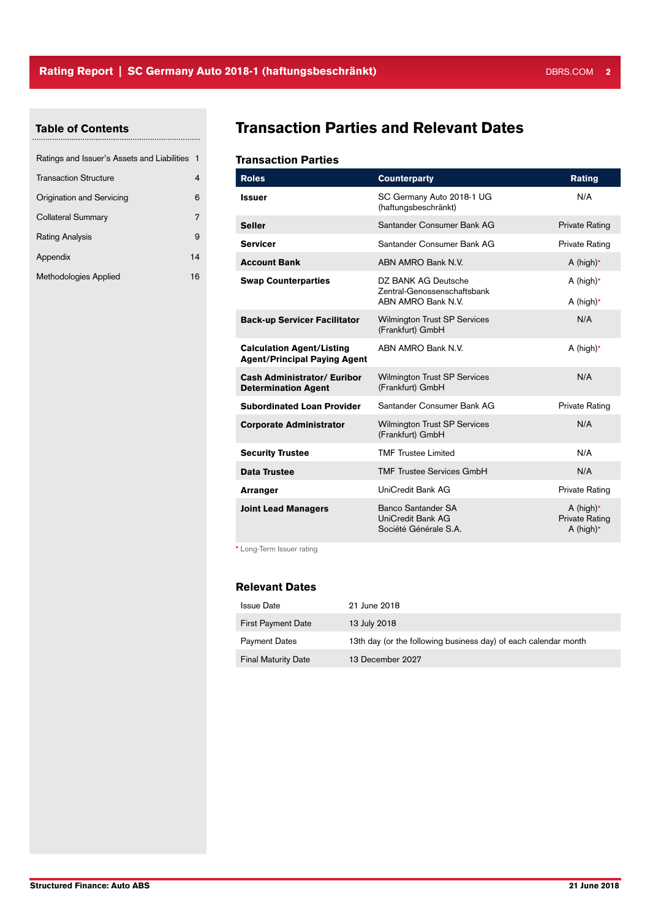## Table of Contents

| | |
|---|---|
| Ratings and Issuer's Assets and Liabilities | 1 |
| Transaction Structure | 4 |
| Origination and Servicing | 6 |
| Collateral Summary | 7 |
| Rating Analysis | 9 |
| Appendix | 14 |
| Methodologies Applied | 16 |

# Transaction Parties and Relevant Dates

## Transaction Parties

| Roles | Counterparty | Rating |
|---|---|---|
| **Issuer** | SC Germany Auto 2018-1 UG (haftungsbeschränkt) | N/A |
| **Seller** | Santander Consumer Bank AG | Private Rating |
| **Servicer** | Santander Consumer Bank AG | Private Rating |
| **Account Bank** | ABN AMRO Bank N.V. | A (high)* |
| **Swap Counterparties** | DZ BANK AG Deutsche Zentral-Genossenschaftsbank<br>ABN AMRO Bank N.V. | A (high)*<br>A (high)* |
| **Back-up Servicer Facilitator** | Wilmington Trust SP Services (Frankfurt) GmbH | N/A |
| **Calculation Agent/Listing Agent/Principal Paying Agent** | ABN AMRO Bank N.V. | A (high)* |
| **Cash Administrator/ Euribor Determination Agent** | Wilmington Trust SP Services (Frankfurt) GmbH | N/A |
| **Subordinated Loan Provider** | Santander Consumer Bank AG | Private Rating |
| **Corporate Administrator** | Wilmington Trust SP Services (Frankfurt) GmbH | N/A |
| **Security Trustee** | TMF Trustee Limited | N/A |
| **Data Trustee** | TMF Trustee Services GmbH | N/A |
| **Arranger** | UniCredit Bank AG | Private Rating |
| **Joint Lead Managers** | Banco Santander SA<br>UniCredit Bank AG<br>Société Générale S.A. | A (high)*<br>Private Rating<br>A (high)* |

* Long-Term Issuer rating

## Relevant Dates

| | |
|---|---|
| Issue Date | 21 June 2018 |
| First Payment Date | 13 July 2018 |
| Payment Dates | 13th day (or the following business day) of each calendar month |
| Final Maturity Date | 13 December 2027 |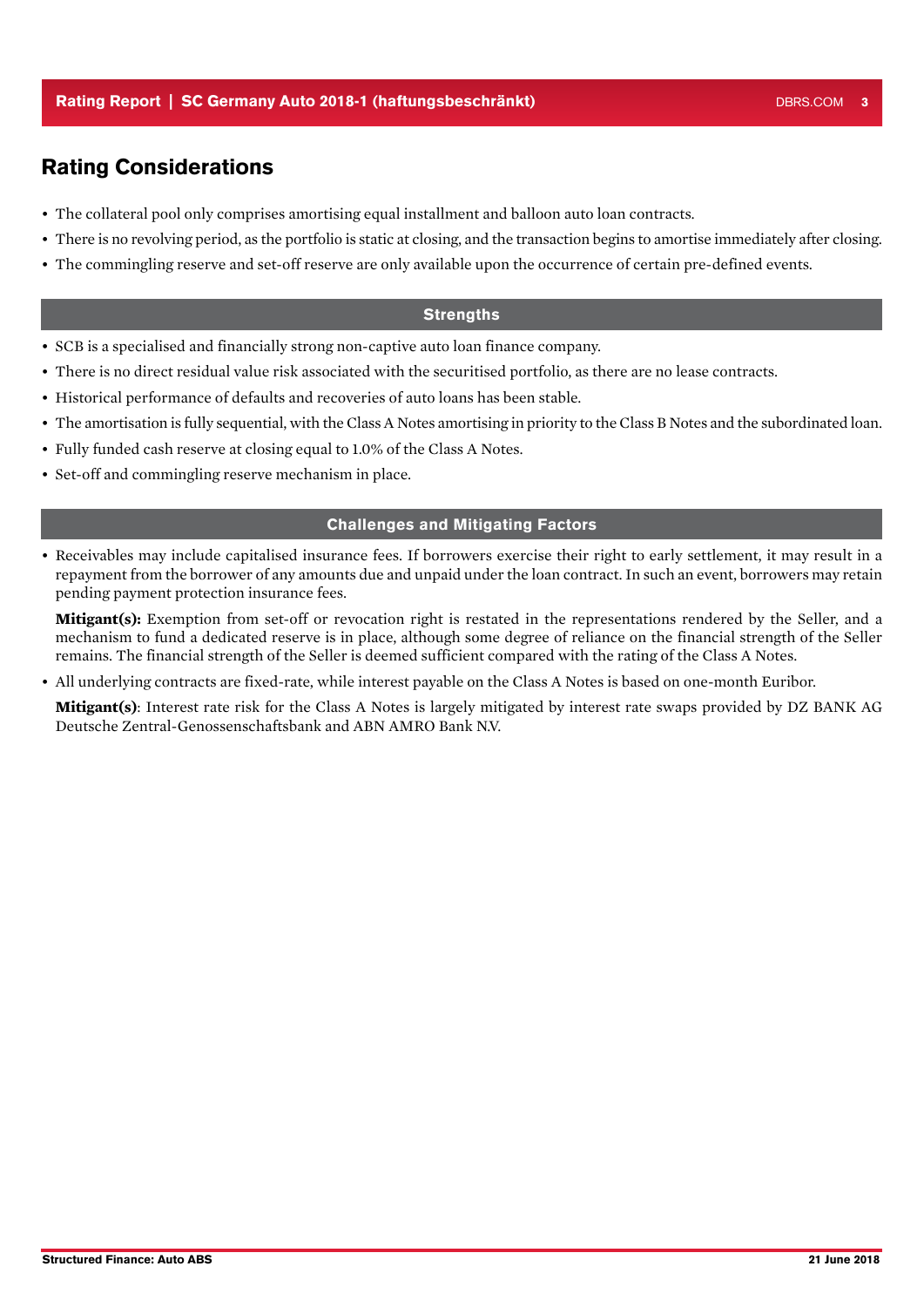## Rating Considerations

- The collateral pool only comprises amortising equal installment and balloon auto loan contracts.
- There is no revolving period, as the portfolio is static at closing, and the transaction begins to amortise immediately after closing.
- The commingling reserve and set-off reserve are only available upon the occurrence of certain pre-defined events.

### Strengths

- SCB is a specialised and financially strong non-captive auto loan finance company.
- There is no direct residual value risk associated with the securitised portfolio, as there are no lease contracts.
- Historical performance of defaults and recoveries of auto loans has been stable.
- The amortisation is fully sequential, with the Class A Notes amortising in priority to the Class B Notes and the subordinated loan.
- Fully funded cash reserve at closing equal to 1.0% of the Class A Notes.
- Set-off and commingling reserve mechanism in place.

### Challenges and Mitigating Factors

- Receivables may include capitalised insurance fees. If borrowers exercise their right to early settlement, it may result in a repayment from the borrower of any amounts due and unpaid under the loan contract. In such an event, borrowers may retain pending payment protection insurance fees.

  **Mitigant(s):** Exemption from set-off or revocation right is restated in the representations rendered by the Seller, and a mechanism to fund a dedicated reserve is in place, although some degree of reliance on the financial strength of the Seller remains. The financial strength of the Seller is deemed sufficient compared with the rating of the Class A Notes.

- All underlying contracts are fixed-rate, while interest payable on the Class A Notes is based on one-month Euribor.

  **Mitigant(s)**: Interest rate risk for the Class A Notes is largely mitigated by interest rate swaps provided by DZ BANK AG Deutsche Zentral-Genossenschaftsbank and ABN AMRO Bank N.V.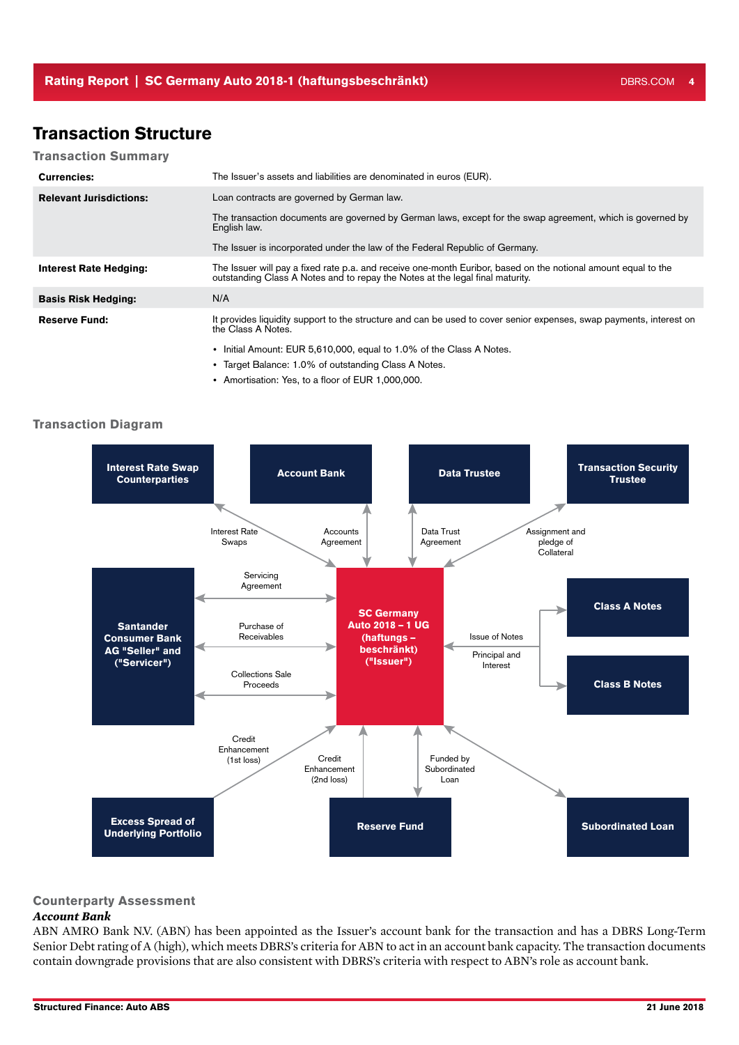# Transaction Structure

## Transaction Summary

| | |
|---|---|
| **Currencies:** | The Issuer's assets and liabilities are denominated in euros (EUR). |
| **Relevant Jurisdictions:** | Loan contracts are governed by German law.<br><br>The transaction documents are governed by German laws, except for the swap agreement, which is governed by English law.<br><br>The Issuer is incorporated under the law of the Federal Republic of Germany. |
| **Interest Rate Hedging:** | The Issuer will pay a fixed rate p.a. and receive one-month Euribor, based on the notional amount equal to the outstanding Class A Notes and to repay the Notes at the legal final maturity. |
| **Basis Risk Hedging:** | N/A |
| **Reserve Fund:** | It provides liquidity support to the structure and can be used to cover senior expenses, swap payments, interest on the Class A Notes.<br><br>• Initial Amount: EUR 5,610,000, equal to 1.0% of the Class A Notes.<br>• Target Balance: 1.0% of outstanding Class A Notes.<br>• Amortisation: Yes, to a floor of EUR 1,000,000. |

## Transaction Diagram

Interest Rate Swap Counterparties — Interest Rate Swaps — SC Germany Auto 2018 – 1 UG (haftungs – beschränkt) ("Issuer")

Account Bank — Accounts Agreement — Issuer

Data Trustee — Data Trust Agreement — Issuer

Transaction Security Trustee — Assignment and pledge of Collateral — Issuer

Santander Consumer Bank AG "Seller" and ("Servicer") — Servicing Agreement; Purchase of Receivables; Collections Sale Proceeds — Issuer

Issuer — Issue of Notes; Principal and Interest — Class A Notes; Class B Notes

Excess Spread of Underlying Portfolio — Credit Enhancement (1st loss) — Issuer

Reserve Fund — Credit Enhancement (2nd loss); Funded by Subordinated Loan — Issuer

Subordinated Loan — Issuer

## Counterparty Assessment

***Account Bank***

ABN AMRO Bank N.V. (ABN) has been appointed as the Issuer's account bank for the transaction and has a DBRS Long-Term Senior Debt rating of A (high), which meets DBRS's criteria for ABN to act in an account bank capacity. The transaction documents contain downgrade provisions that are also consistent with DBRS's criteria with respect to ABN's role as account bank.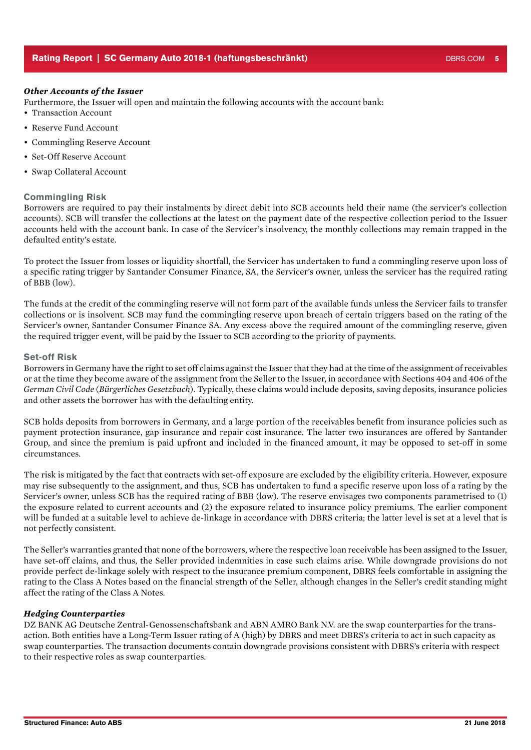*Other Accounts of the Issuer*

Furthermore, the Issuer will open and maintain the following accounts with the account bank:

- Transaction Account
- Reserve Fund Account
- Commingling Reserve Account
- Set-Off Reserve Account
- Swap Collateral Account

## Commingling Risk

Borrowers are required to pay their instalments by direct debit into SCB accounts held their name (the servicer's collection accounts). SCB will transfer the collections at the latest on the payment date of the respective collection period to the Issuer accounts held with the account bank. In case of the Servicer's insolvency, the monthly collections may remain trapped in the defaulted entity's estate.

To protect the Issuer from losses or liquidity shortfall, the Servicer has undertaken to fund a commingling reserve upon loss of a specific rating trigger by Santander Consumer Finance, SA, the Servicer's owner, unless the servicer has the required rating of BBB (low).

The funds at the credit of the commingling reserve will not form part of the available funds unless the Servicer fails to transfer collections or is insolvent. SCB may fund the commingling reserve upon breach of certain triggers based on the rating of the Servicer's owner, Santander Consumer Finance SA. Any excess above the required amount of the commingling reserve, given the required trigger event, will be paid by the Issuer to SCB according to the priority of payments.

## Set-off Risk

Borrowers in Germany have the right to set off claims against the Issuer that they had at the time of the assignment of receivables or at the time they become aware of the assignment from the Seller to the Issuer, in accordance with Sections 404 and 406 of the *German Civil Code* (*Bürgerliches Gesetzbuch*). Typically, these claims would include deposits, saving deposits, insurance policies and other assets the borrower has with the defaulting entity.

SCB holds deposits from borrowers in Germany, and a large portion of the receivables benefit from insurance policies such as payment protection insurance, gap insurance and repair cost insurance. The latter two insurances are offered by Santander Group, and since the premium is paid upfront and included in the financed amount, it may be opposed to set-off in some circumstances.

The risk is mitigated by the fact that contracts with set-off exposure are excluded by the eligibility criteria. However, exposure may rise subsequently to the assignment, and thus, SCB has undertaken to fund a specific reserve upon loss of a rating by the Servicer's owner, unless SCB has the required rating of BBB (low). The reserve envisages two components parametrised to (1) the exposure related to current accounts and (2) the exposure related to insurance policy premiums. The earlier component will be funded at a suitable level to achieve de-linkage in accordance with DBRS criteria; the latter level is set at a level that is not perfectly consistent.

The Seller's warranties granted that none of the borrowers, where the respective loan receivable has been assigned to the Issuer, have set-off claims, and thus, the Seller provided indemnities in case such claims arise. While downgrade provisions do not provide perfect de-linkage solely with respect to the insurance premium component, DBRS feels comfortable in assigning the rating to the Class A Notes based on the financial strength of the Seller, although changes in the Seller's credit standing might affect the rating of the Class A Notes.

*Hedging Counterparties*

DZ BANK AG Deutsche Zentral-Genossenschaftsbank and ABN AMRO Bank N.V. are the swap counterparties for the transaction. Both entities have a Long-Term Issuer rating of A (high) by DBRS and meet DBRS's criteria to act in such capacity as swap counterparties. The transaction documents contain downgrade provisions consistent with DBRS's criteria with respect to their respective roles as swap counterparties.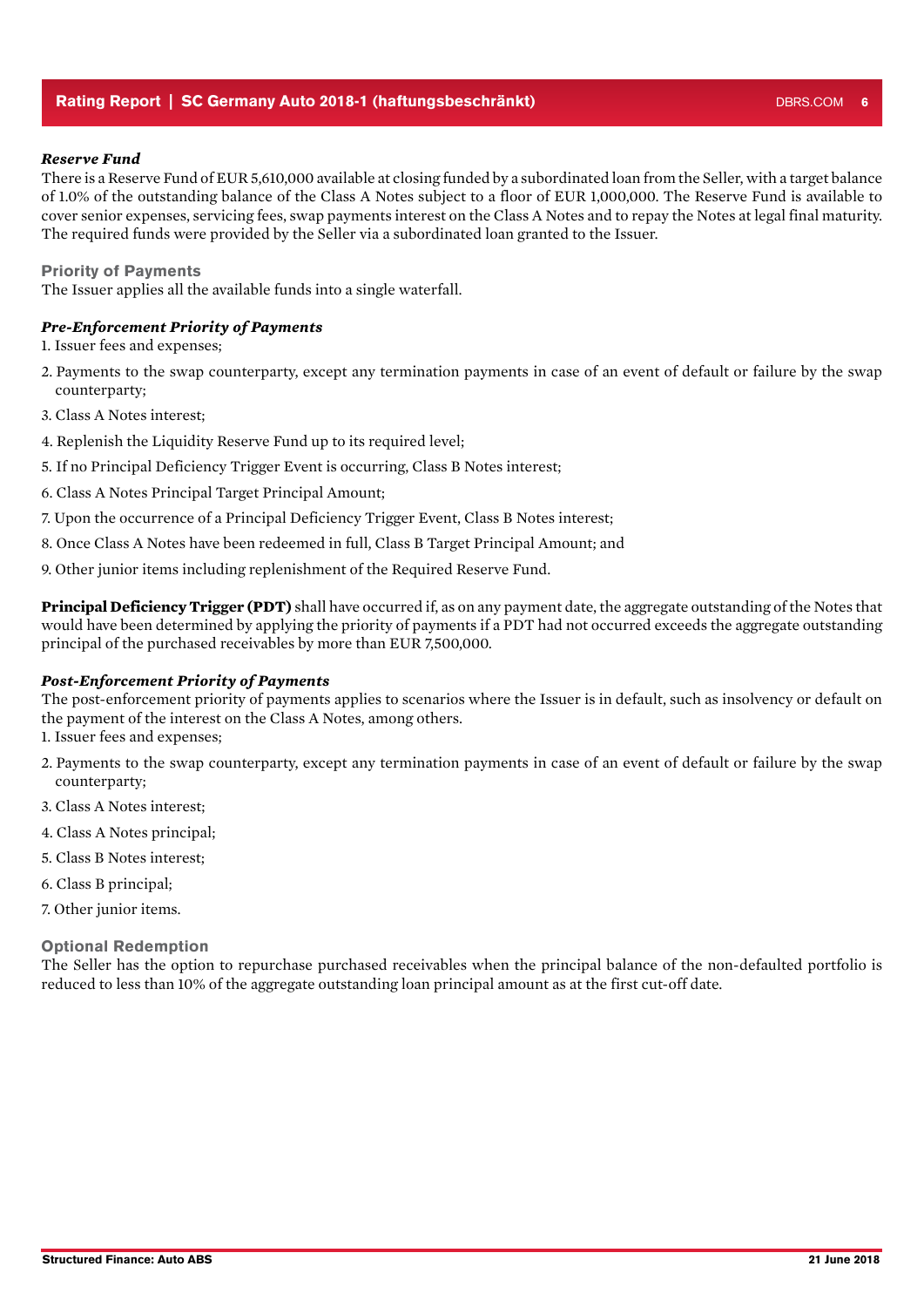### *Reserve Fund*

There is a Reserve Fund of EUR 5,610,000 available at closing funded by a subordinated loan from the Seller, with a target balance of 1.0% of the outstanding balance of the Class A Notes subject to a floor of EUR 1,000,000. The Reserve Fund is available to cover senior expenses, servicing fees, swap payments interest on the Class A Notes and to repay the Notes at legal final maturity. The required funds were provided by the Seller via a subordinated loan granted to the Issuer.

## Priority of Payments

The Issuer applies all the available funds into a single waterfall.

### *Pre-Enforcement Priority of Payments*

1. Issuer fees and expenses;
2. Payments to the swap counterparty, except any termination payments in case of an event of default or failure by the swap counterparty;
3. Class A Notes interest;
4. Replenish the Liquidity Reserve Fund up to its required level;
5. If no Principal Deficiency Trigger Event is occurring, Class B Notes interest;
6. Class A Notes Principal Target Principal Amount;
7. Upon the occurrence of a Principal Deficiency Trigger Event, Class B Notes interest;
8. Once Class A Notes have been redeemed in full, Class B Target Principal Amount; and
9. Other junior items including replenishment of the Required Reserve Fund.

**Principal Deficiency Trigger (PDT)** shall have occurred if, as on any payment date, the aggregate outstanding of the Notes that would have been determined by applying the priority of payments if a PDT had not occurred exceeds the aggregate outstanding principal of the purchased receivables by more than EUR 7,500,000.

### *Post-Enforcement Priority of Payments*

The post-enforcement priority of payments applies to scenarios where the Issuer is in default, such as insolvency or default on the payment of the interest on the Class A Notes, among others.

1. Issuer fees and expenses;
2. Payments to the swap counterparty, except any termination payments in case of an event of default or failure by the swap counterparty;
3. Class A Notes interest;
4. Class A Notes principal;
5. Class B Notes interest;
6. Class B principal;
7. Other junior items.

## Optional Redemption

The Seller has the option to repurchase purchased receivables when the principal balance of the non-defaulted portfolio is reduced to less than 10% of the aggregate outstanding loan principal amount as at the first cut-off date.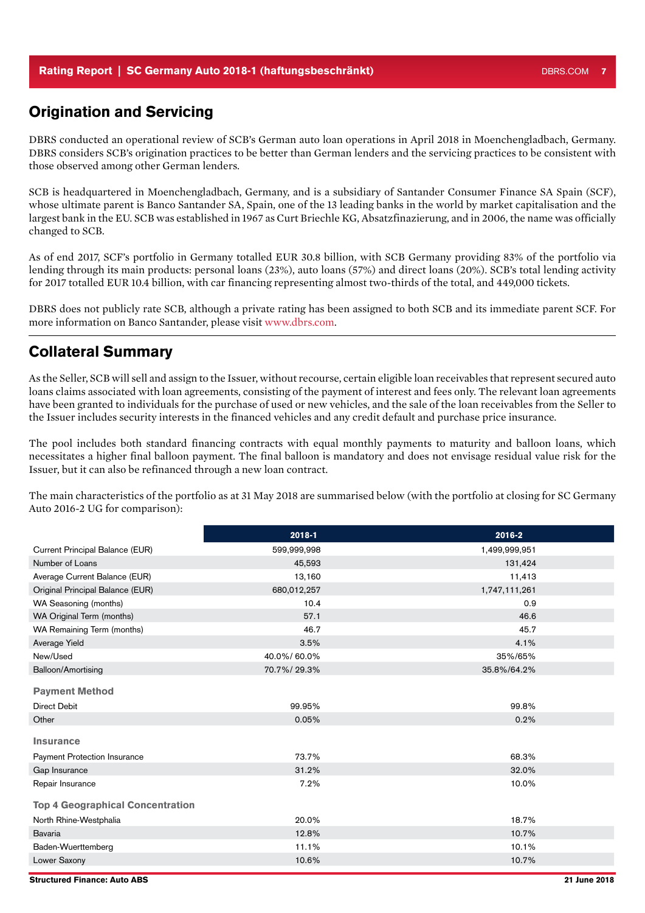## Origination and Servicing

DBRS conducted an operational review of SCB's German auto loan operations in April 2018 in Moenchengladbach, Germany. DBRS considers SCB's origination practices to be better than German lenders and the servicing practices to be consistent with those observed among other German lenders.

SCB is headquartered in Moenchengladbach, Germany, and is a subsidiary of Santander Consumer Finance SA Spain (SCF), whose ultimate parent is Banco Santander SA, Spain, one of the 13 leading banks in the world by market capitalisation and the largest bank in the EU. SCB was established in 1967 as Curt Briechle KG, Absatzfinazierung, and in 2006, the name was officially changed to SCB.

As of end 2017, SCF's portfolio in Germany totalled EUR 30.8 billion, with SCB Germany providing 83% of the portfolio via lending through its main products: personal loans (23%), auto loans (57%) and direct loans (20%). SCB's total lending activity for 2017 totalled EUR 10.4 billion, with car financing representing almost two-thirds of the total, and 449,000 tickets.

DBRS does not publicly rate SCB, although a private rating has been assigned to both SCB and its immediate parent SCF. For more information on Banco Santander, please visit www.dbrs.com.

## Collateral Summary

As the Seller, SCB will sell and assign to the Issuer, without recourse, certain eligible loan receivables that represent secured auto loans claims associated with loan agreements, consisting of the payment of interest and fees only. The relevant loan agreements have been granted to individuals for the purchase of used or new vehicles, and the sale of the loan receivables from the Seller to the Issuer includes security interests in the financed vehicles and any credit default and purchase price insurance.

The pool includes both standard financing contracts with equal monthly payments to maturity and balloon loans, which necessitates a higher final balloon payment. The final balloon is mandatory and does not envisage residual value risk for the Issuer, but it can also be refinanced through a new loan contract.

The main characteristics of the portfolio as at 31 May 2018 are summarised below (with the portfolio at closing for SC Germany Auto 2016-2 UG for comparison):

| | 2018-1 | 2016-2 |
|---|---|---|
| Current Principal Balance (EUR) | 599,999,998 | 1,499,999,951 |
| Number of Loans | 45,593 | 131,424 |
| Average Current Balance (EUR) | 13,160 | 11,413 |
| Original Principal Balance (EUR) | 680,012,257 | 1,747,111,261 |
| WA Seasoning (months) | 10.4 | 0.9 |
| WA Original Term (months) | 57.1 | 46.6 |
| WA Remaining Term (months) | 46.7 | 45.7 |
| Average Yield | 3.5% | 4.1% |
| New/Used | 40.0%/ 60.0% | 35%/65% |
| Balloon/Amortising | 70.7%/ 29.3% | 35.8%/64.2% |
| **Payment Method** | | |
| Direct Debit | 99.95% | 99.8% |
| Other | 0.05% | 0.2% |
| **Insurance** | | |
| Payment Protection Insurance | 73.7% | 68.3% |
| Gap Insurance | 31.2% | 32.0% |
| Repair Insurance | 7.2% | 10.0% |
| **Top 4 Geographical Concentration** | | |
| North Rhine-Westphalia | 20.0% | 18.7% |
| Bavaria | 12.8% | 10.7% |
| Baden-Wuerttemberg | 11.1% | 10.1% |
| Lower Saxony | 10.6% | 10.7% |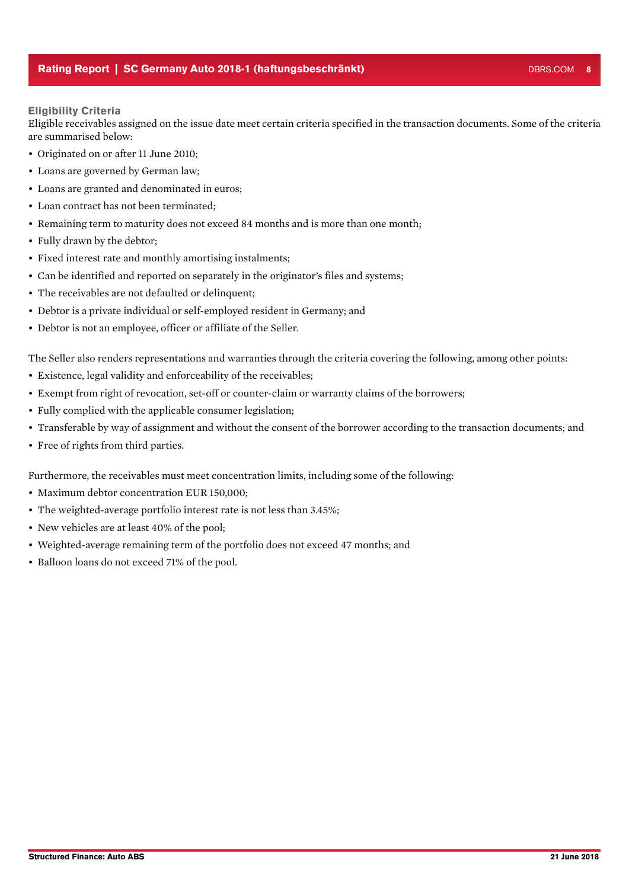### Eligibility Criteria

Eligible receivables assigned on the issue date meet certain criteria specified in the transaction documents. Some of the criteria are summarised below:

- Originated on or after 11 June 2010;
- Loans are governed by German law;
- Loans are granted and denominated in euros;
- Loan contract has not been terminated;
- Remaining term to maturity does not exceed 84 months and is more than one month;
- Fully drawn by the debtor;
- Fixed interest rate and monthly amortising instalments;
- Can be identified and reported on separately in the originator's files and systems;
- The receivables are not defaulted or delinquent;
- Debtor is a private individual or self-employed resident in Germany; and
- Debtor is not an employee, officer or affiliate of the Seller.

The Seller also renders representations and warranties through the criteria covering the following, among other points:

- Existence, legal validity and enforceability of the receivables;
- Exempt from right of revocation, set-off or counter-claim or warranty claims of the borrowers;
- Fully complied with the applicable consumer legislation;
- Transferable by way of assignment and without the consent of the borrower according to the transaction documents; and
- Free of rights from third parties.

Furthermore, the receivables must meet concentration limits, including some of the following:

- Maximum debtor concentration EUR 150,000;
- The weighted-average portfolio interest rate is not less than 3.45%;
- New vehicles are at least 40% of the pool;
- Weighted-average remaining term of the portfolio does not exceed 47 months; and
- Balloon loans do not exceed 71% of the pool.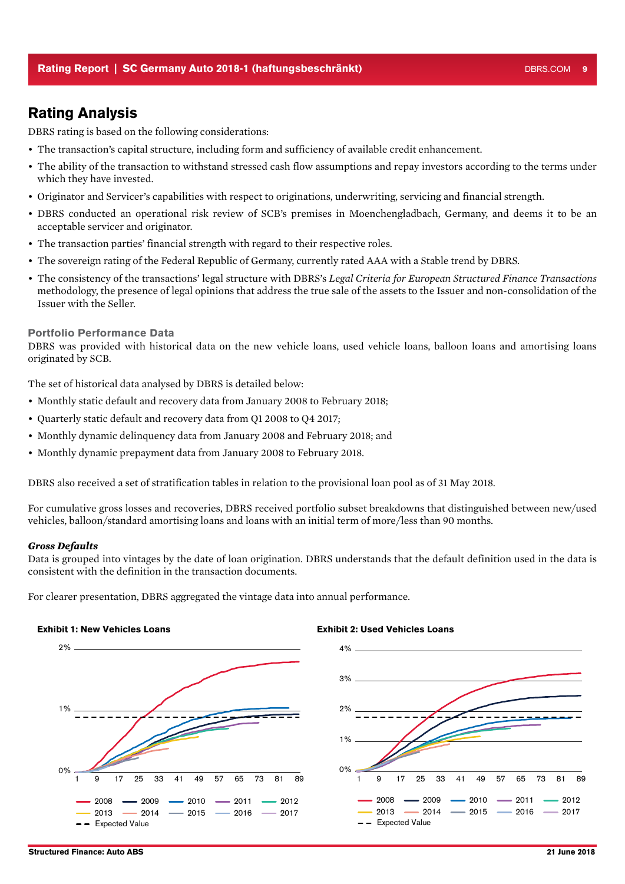## Rating Analysis

DBRS rating is based on the following considerations:

- The transaction's capital structure, including form and sufficiency of available credit enhancement.
- The ability of the transaction to withstand stressed cash flow assumptions and repay investors according to the terms under which they have invested.
- Originator and Servicer's capabilities with respect to originations, underwriting, servicing and financial strength.
- DBRS conducted an operational risk review of SCB's premises in Moenchengladbach, Germany, and deems it to be an acceptable servicer and originator.
- The transaction parties' financial strength with regard to their respective roles.
- The sovereign rating of the Federal Republic of Germany, currently rated AAA with a Stable trend by DBRS.
- The consistency of the transactions' legal structure with DBRS's *Legal Criteria for European Structured Finance Transactions* methodology, the presence of legal opinions that address the true sale of the assets to the Issuer and non-consolidation of the Issuer with the Seller.

### Portfolio Performance Data

DBRS was provided with historical data on the new vehicle loans, used vehicle loans, balloon loans and amortising loans originated by SCB.

The set of historical data analysed by DBRS is detailed below:

- Monthly static default and recovery data from January 2008 to February 2018;
- Quarterly static default and recovery data from Q1 2008 to Q4 2017;
- Monthly dynamic delinquency data from January 2008 and February 2018; and
- Monthly dynamic prepayment data from January 2008 to February 2018.

DBRS also received a set of stratification tables in relation to the provisional loan pool as of 31 May 2018.

For cumulative gross losses and recoveries, DBRS received portfolio subset breakdowns that distinguished between new/used vehicles, balloon/standard amortising loans and loans with an initial term of more/less than 90 months.

#### *Gross Defaults*

Data is grouped into vintages by the date of loan origination. DBRS understands that the default definition used in the data is consistent with the definition in the transaction documents.

For clearer presentation, DBRS aggregated the vintage data into annual performance.

**Exhibit 1: New Vehicles Loans**

**Exhibit 2: Used Vehicles Loans**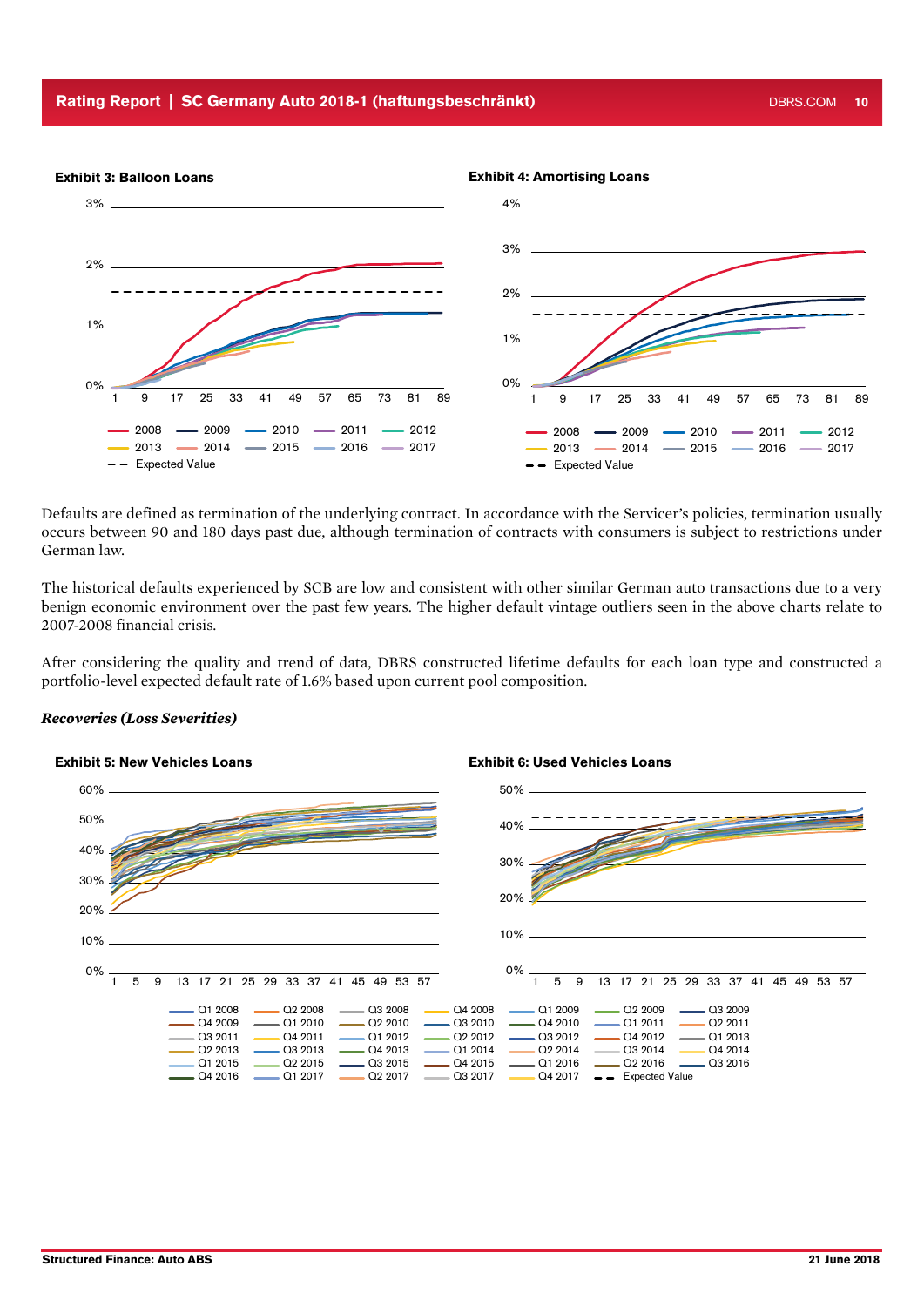**Exhibit 3: Balloon Loans**

**Exhibit 4: Amortising Loans**

Defaults are defined as termination of the underlying contract. In accordance with the Servicer's policies, termination usually occurs between 90 and 180 days past due, although termination of contracts with consumers is subject to restrictions under German law.

The historical defaults experienced by SCB are low and consistent with other similar German auto transactions due to a very benign economic environment over the past few years. The higher default vintage outliers seen in the above charts relate to 2007-2008 financial crisis.

After considering the quality and trend of data, DBRS constructed lifetime defaults for each loan type and constructed a portfolio-level expected default rate of 1.6% based upon current pool composition.

***Recoveries (Loss Severities)***

**Exhibit 5: New Vehicles Loans**

**Exhibit 6: Used Vehicles Loans**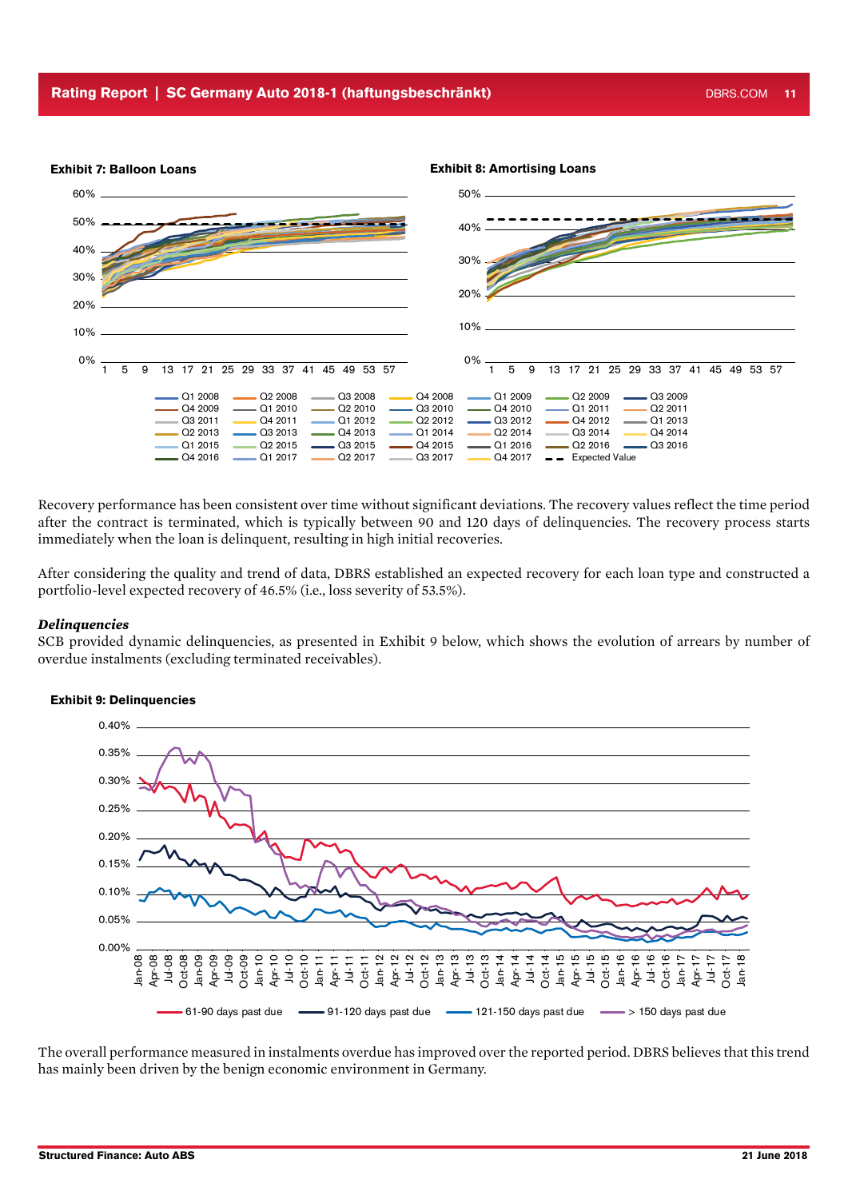**Exhibit 7: Balloon Loans**

**Exhibit 8: Amortising Loans**

Recovery performance has been consistent over time without significant deviations. The recovery values reflect the time period after the contract is terminated, which is typically between 90 and 120 days of delinquencies. The recovery process starts immediately when the loan is delinquent, resulting in high initial recoveries.

After considering the quality and trend of data, DBRS established an expected recovery for each loan type and constructed a portfolio-level expected recovery of 46.5% (i.e., loss severity of 53.5%).

### *Delinquencies*

SCB provided dynamic delinquencies, as presented in Exhibit 9 below, which shows the evolution of arrears by number of overdue instalments (excluding terminated receivables).

**Exhibit 9: Delinquencies**

The overall performance measured in instalments overdue has improved over the reported period. DBRS believes that this trend has mainly been driven by the benign economic environment in Germany.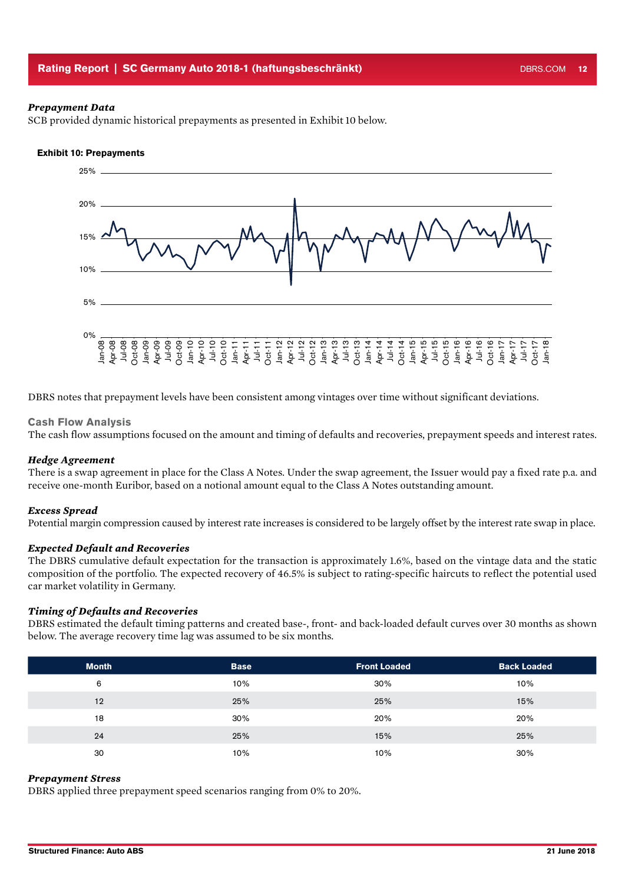### *Prepayment Data*

SCB provided dynamic historical prepayments as presented in Exhibit 10 below.

**Exhibit 10: Prepayments**

DBRS notes that prepayment levels have been consistent among vintages over time without significant deviations.

## Cash Flow Analysis

The cash flow assumptions focused on the amount and timing of defaults and recoveries, prepayment speeds and interest rates.

### *Hedge Agreement*

There is a swap agreement in place for the Class A Notes. Under the swap agreement, the Issuer would pay a fixed rate p.a. and receive one-month Euribor, based on a notional amount equal to the Class A Notes outstanding amount.

### *Excess Spread*

Potential margin compression caused by interest rate increases is considered to be largely offset by the interest rate swap in place.

### *Expected Default and Recoveries*

The DBRS cumulative default expectation for the transaction is approximately 1.6%, based on the vintage data and the static composition of the portfolio. The expected recovery of 46.5% is subject to rating-specific haircuts to reflect the potential used car market volatility in Germany.

### *Timing of Defaults and Recoveries*

DBRS estimated the default timing patterns and created base-, front- and back-loaded default curves over 30 months as shown below. The average recovery time lag was assumed to be six months.

| Month | Base | Front Loaded | Back Loaded |
|---|---|---|---|
| 6 | 10% | 30% | 10% |
| 12 | 25% | 25% | 15% |
| 18 | 30% | 20% | 20% |
| 24 | 25% | 15% | 25% |
| 30 | 10% | 10% | 30% |

### *Prepayment Stress*

DBRS applied three prepayment speed scenarios ranging from 0% to 20%.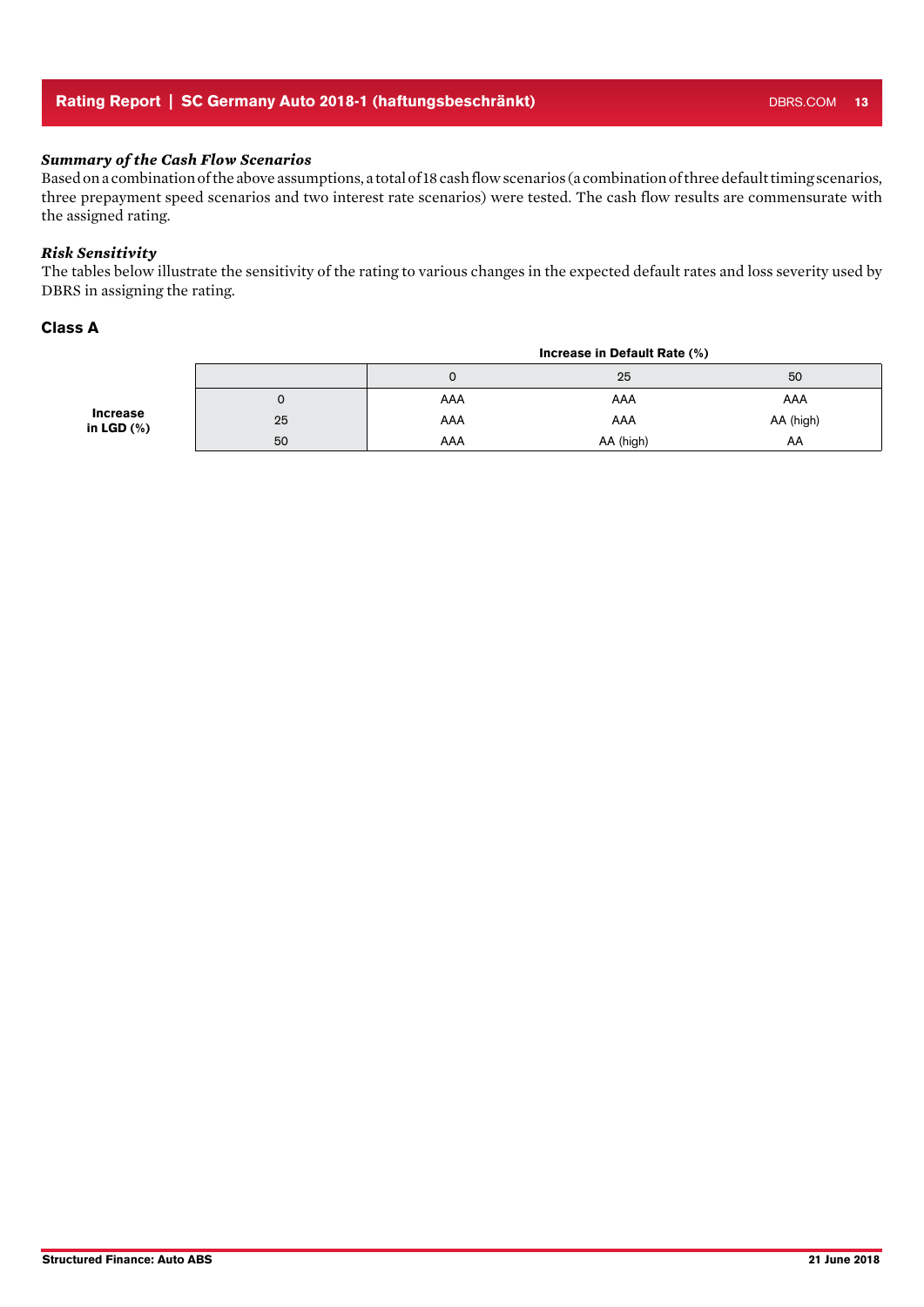*Summary of the Cash Flow Scenarios*
Based on a combination of the above assumptions, a total of 18 cash flow scenarios (a combination of three default timing scenarios, three prepayment speed scenarios and two interest rate scenarios) were tested. The cash flow results are commensurate with the assigned rating.

*Risk Sensitivity*
The tables below illustrate the sensitivity of the rating to various changes in the expected default rates and loss severity used by DBRS in assigning the rating.

## Class A

| | | Increase in Default Rate (%) | | |
|---|---|---|---|---|
| | | 0 | 25 | 50 |
| **Increase in LGD (%)** | 0 | AAA | AAA | AAA |
| | 25 | AAA | AAA | AA (high) |
| | 50 | AAA | AA (high) | AA |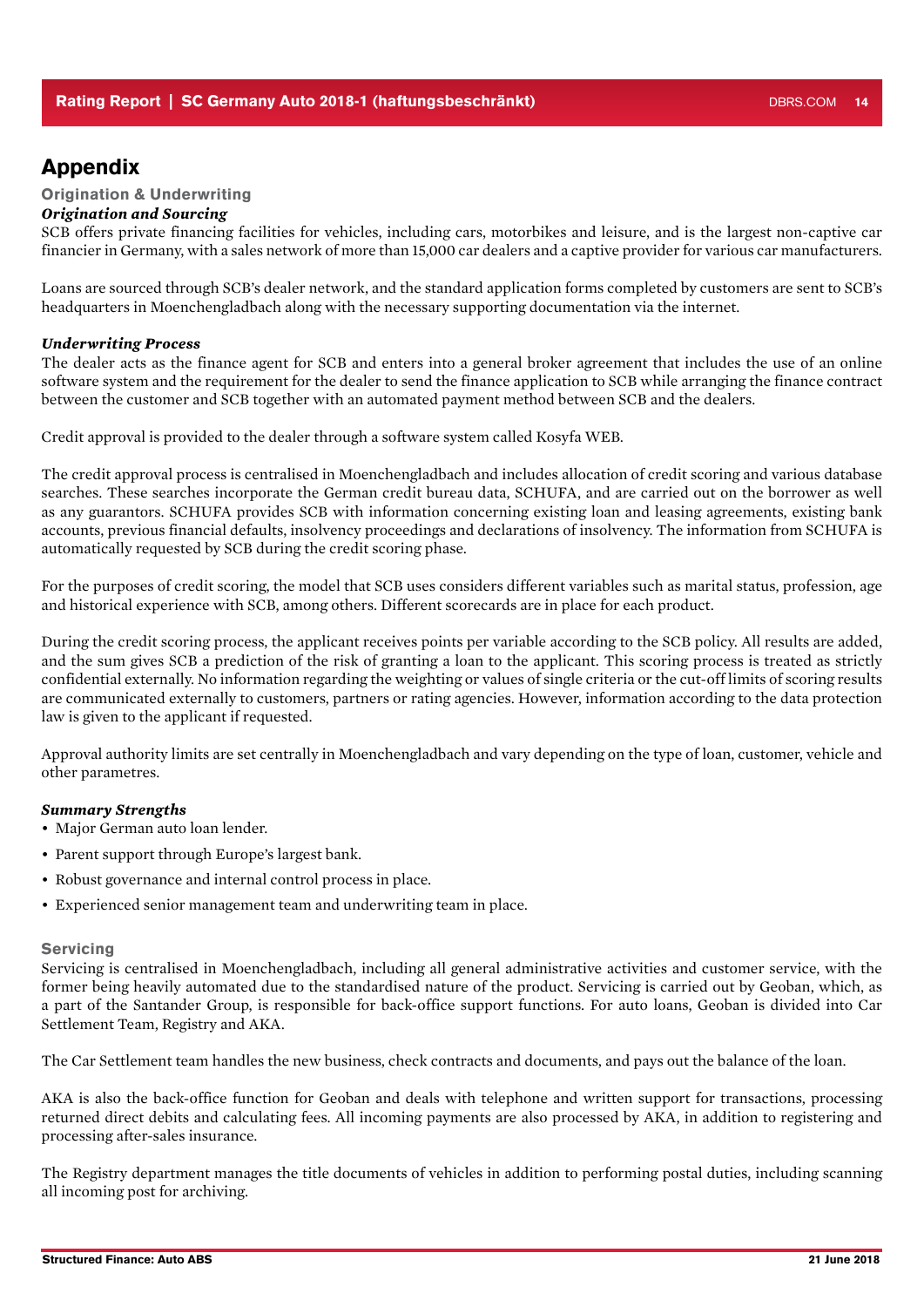# Appendix

## Origination & Underwriting

### *Origination and Sourcing*

SCB offers private financing facilities for vehicles, including cars, motorbikes and leisure, and is the largest non-captive car financier in Germany, with a sales network of more than 15,000 car dealers and a captive provider for various car manufacturers.

Loans are sourced through SCB's dealer network, and the standard application forms completed by customers are sent to SCB's headquarters in Moenchengladbach along with the necessary supporting documentation via the internet.

### *Underwriting Process*

The dealer acts as the finance agent for SCB and enters into a general broker agreement that includes the use of an online software system and the requirement for the dealer to send the finance application to SCB while arranging the finance contract between the customer and SCB together with an automated payment method between SCB and the dealers.

Credit approval is provided to the dealer through a software system called Kosyfa WEB.

The credit approval process is centralised in Moenchengladbach and includes allocation of credit scoring and various database searches. These searches incorporate the German credit bureau data, SCHUFA, and are carried out on the borrower as well as any guarantors. SCHUFA provides SCB with information concerning existing loan and leasing agreements, existing bank accounts, previous financial defaults, insolvency proceedings and declarations of insolvency. The information from SCHUFA is automatically requested by SCB during the credit scoring phase.

For the purposes of credit scoring, the model that SCB uses considers different variables such as marital status, profession, age and historical experience with SCB, among others. Different scorecards are in place for each product.

During the credit scoring process, the applicant receives points per variable according to the SCB policy. All results are added, and the sum gives SCB a prediction of the risk of granting a loan to the applicant. This scoring process is treated as strictly confidential externally. No information regarding the weighting or values of single criteria or the cut-off limits of scoring results are communicated externally to customers, partners or rating agencies. However, information according to the data protection law is given to the applicant if requested.

Approval authority limits are set centrally in Moenchengladbach and vary depending on the type of loan, customer, vehicle and other parametres.

### *Summary Strengths*

- Major German auto loan lender.
- Parent support through Europe's largest bank.
- Robust governance and internal control process in place.
- Experienced senior management team and underwriting team in place.

## Servicing

Servicing is centralised in Moenchengladbach, including all general administrative activities and customer service, with the former being heavily automated due to the standardised nature of the product. Servicing is carried out by Geoban, which, as a part of the Santander Group, is responsible for back-office support functions. For auto loans, Geoban is divided into Car Settlement Team, Registry and AKA.

The Car Settlement team handles the new business, check contracts and documents, and pays out the balance of the loan.

AKA is also the back-office function for Geoban and deals with telephone and written support for transactions, processing returned direct debits and calculating fees. All incoming payments are also processed by AKA, in addition to registering and processing after-sales insurance.

The Registry department manages the title documents of vehicles in addition to performing postal duties, including scanning all incoming post for archiving.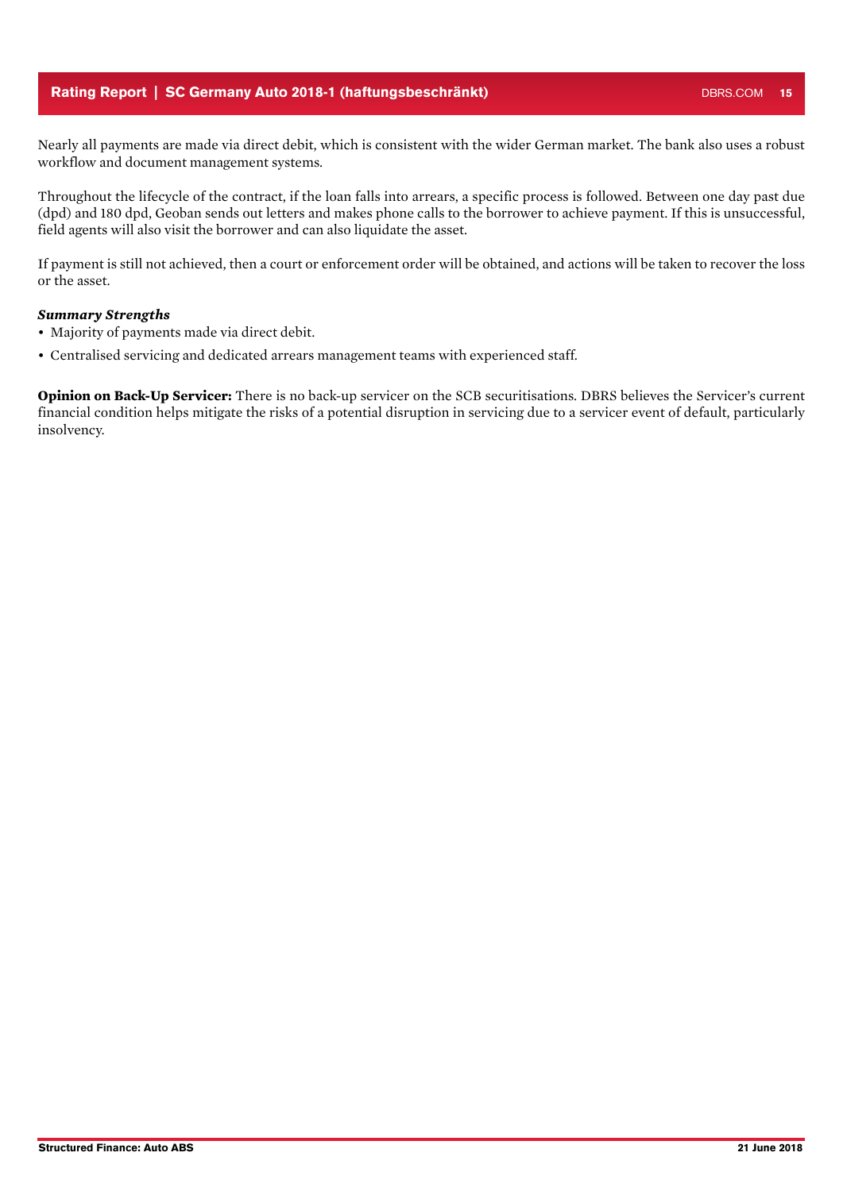Nearly all payments are made via direct debit, which is consistent with the wider German market. The bank also uses a robust workflow and document management systems.

Throughout the lifecycle of the contract, if the loan falls into arrears, a specific process is followed. Between one day past due (dpd) and 180 dpd, Geoban sends out letters and makes phone calls to the borrower to achieve payment. If this is unsuccessful, field agents will also visit the borrower and can also liquidate the asset.

If payment is still not achieved, then a court or enforcement order will be obtained, and actions will be taken to recover the loss or the asset.

***Summary Strengths***

- Majority of payments made via direct debit.
- Centralised servicing and dedicated arrears management teams with experienced staff.

**Opinion on Back-Up Servicer:** There is no back-up servicer on the SCB securitisations. DBRS believes the Servicer's current financial condition helps mitigate the risks of a potential disruption in servicing due to a servicer event of default, particularly insolvency.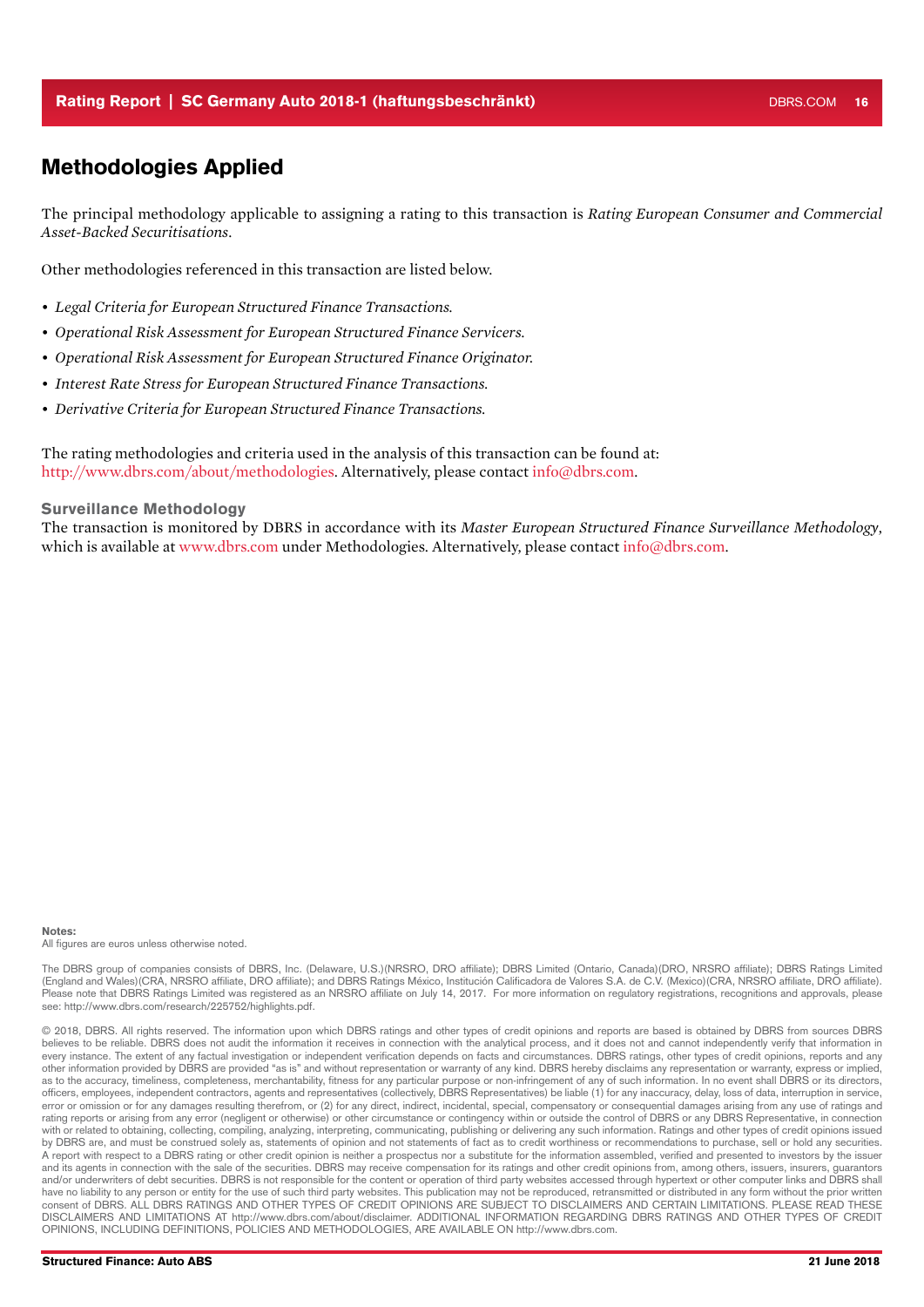# Methodologies Applied

The principal methodology applicable to assigning a rating to this transaction is *Rating European Consumer and Commercial Asset-Backed Securitisations*.

Other methodologies referenced in this transaction are listed below.

- *Legal Criteria for European Structured Finance Transactions.*
- *Operational Risk Assessment for European Structured Finance Servicers.*
- *Operational Risk Assessment for European Structured Finance Originator.*
- *Interest Rate Stress for European Structured Finance Transactions.*
- *Derivative Criteria for European Structured Finance Transactions.*

The rating methodologies and criteria used in the analysis of this transaction can be found at: http://www.dbrs.com/about/methodologies. Alternatively, please contact info@dbrs.com.

### Surveillance Methodology

The transaction is monitored by DBRS in accordance with its *Master European Structured Finance Surveillance Methodology*, which is available at www.dbrs.com under Methodologies. Alternatively, please contact info@dbrs.com.

**Notes:**
All figures are euros unless otherwise noted.

The DBRS group of companies consists of DBRS, Inc. (Delaware, U.S.)(NRSRO, DRO affiliate); DBRS Limited (Ontario, Canada)(DRO, NRSRO affiliate); DBRS Ratings Limited (England and Wales)(CRA, NRSRO affiliate, DRO affiliate); and DBRS Ratings México, Institución Calificadora de Valores S.A. de C.V. (Mexico)(CRA, NRSRO affiliate, DRO affiliate). Please note that DBRS Ratings Limited was registered as an NRSRO affiliate on July 14, 2017. For more information on regulatory registrations, recognitions and approvals, please see: http://www.dbrs.com/research/225752/highlights.pdf.

© 2018, DBRS. All rights reserved. The information upon which DBRS ratings and other types of credit opinions and reports are based is obtained by DBRS from sources DBRS believes to be reliable. DBRS does not audit the information it receives in connection with the analytical process, and it does not and cannot independently verify that information in every instance. The extent of any factual investigation or independent verification depends on facts and circumstances. DBRS ratings, other types of credit opinions, reports and any other information provided by DBRS are provided "as is" and without representation or warranty of any kind. DBRS hereby disclaims any representation or warranty, express or implied, as to the accuracy, timeliness, completeness, merchantability, fitness for any particular purpose or non-infringement of any of such information. In no event shall DBRS or its directors, officers, employees, independent contractors, agents and representatives (collectively, DBRS Representatives) be liable (1) for any inaccuracy, delay, loss of data, interruption in service, error or omission or for any damages resulting therefrom, or (2) for any direct, indirect, incidental, special, compensatory or consequential damages arising from any use of ratings and rating reports or arising from any error (negligent or otherwise) or other circumstance or contingency within or outside the control of DBRS or any DBRS Representative, in connection with or related to obtaining, collecting, compiling, analyzing, interpreting, communicating, publishing or delivering any such information. Ratings and other types of credit opinions issued by DBRS are, and must be construed solely as, statements of opinion and not statements of fact as to credit worthiness or recommendations to purchase, sell or hold any securities. A report with respect to a DBRS rating or other credit opinion is neither a prospectus nor a substitute for the information assembled, verified and presented to investors by the issuer and its agents in connection with the sale of the securities. DBRS may receive compensation for its ratings and other credit opinions from, among others, issuers, insurers, guarantors and/or underwriters of debt securities. DBRS is not responsible for the content or operation of third party websites accessed through hypertext or other computer links and DBRS shall have no liability to any person or entity for the use of such third party websites. This publication may not be reproduced, retransmitted or distributed in any form without the prior written consent of DBRS. ALL DBRS RATINGS AND OTHER TYPES OF CREDIT OPINIONS ARE SUBJECT TO DISCLAIMERS AND CERTAIN LIMITATIONS. PLEASE READ THESE DISCLAIMERS AND LIMITATIONS AT http://www.dbrs.com/about/disclaimer. ADDITIONAL INFORMATION REGARDING DBRS RATINGS AND OTHER TYPES OF CREDIT OPINIONS, INCLUDING DEFINITIONS, POLICIES AND METHODOLOGIES, ARE AVAILABLE ON http://www.dbrs.com.